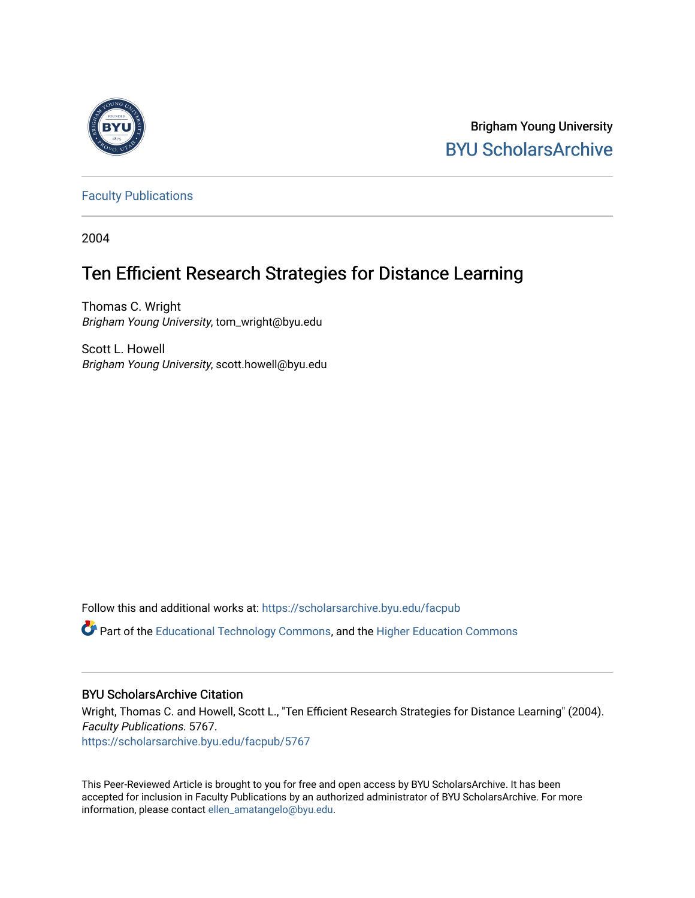Brigham Young University
BYU ScholarsArchive

Faculty Publications

2004

# Ten Efficient Research Strategies for Distance Learning

Thomas C. Wright
*Brigham Young University*, tom_wright@byu.edu

Scott L. Howell
*Brigham Young University*, scott.howell@byu.edu

Follow this and additional works at: https://scholarsarchive.byu.edu/facpub

Part of the Educational Technology Commons, and the Higher Education Commons

## BYU ScholarsArchive Citation

Wright, Thomas C. and Howell, Scott L., "Ten Efficient Research Strategies for Distance Learning" (2004). *Faculty Publications*. 5767.
https://scholarsarchive.byu.edu/facpub/5767

This Peer-Reviewed Article is brought to you for free and open access by BYU ScholarsArchive. It has been accepted for inclusion in Faculty Publications by an authorized administrator of BYU ScholarsArchive. For more information, please contact ellen_amatangelo@byu.edu.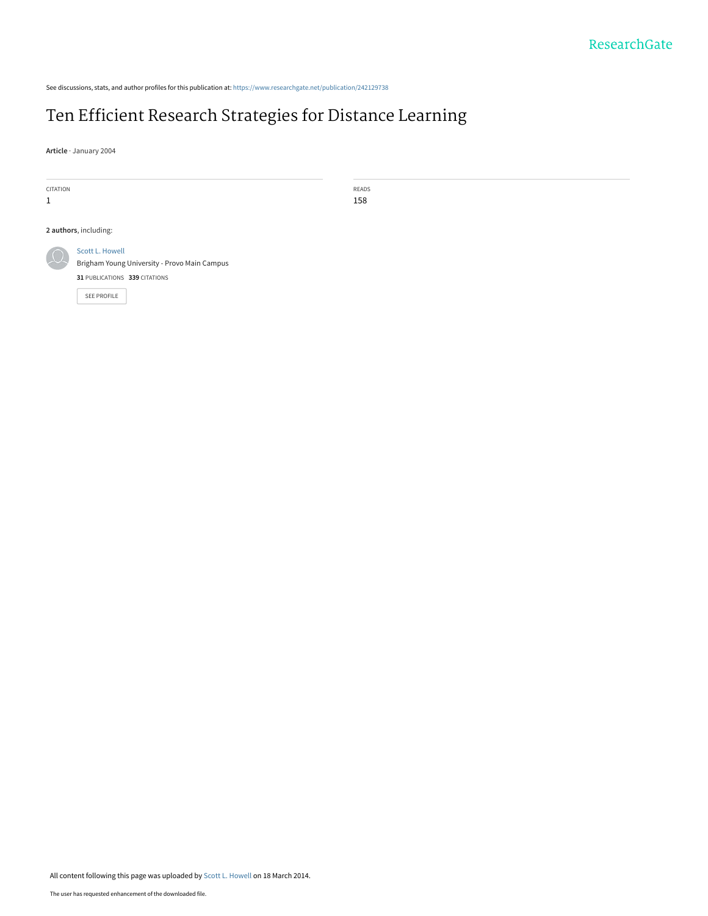See discussions, stats, and author profiles for this publication at: https://www.researchgate.net/publication/242129738

# Ten Efficient Research Strategies for Distance Learning

**Article** · January 2004

| CITATION | READS |
|---|---|
| 1 | 158 |

**2 authors**, including:

Scott L. Howell
Brigham Young University - Provo Main Campus
**31** PUBLICATIONS **339** CITATIONS

SEE PROFILE

All content following this page was uploaded by Scott L. Howell on 18 March 2014.

The user has requested enhancement of the downloaded file.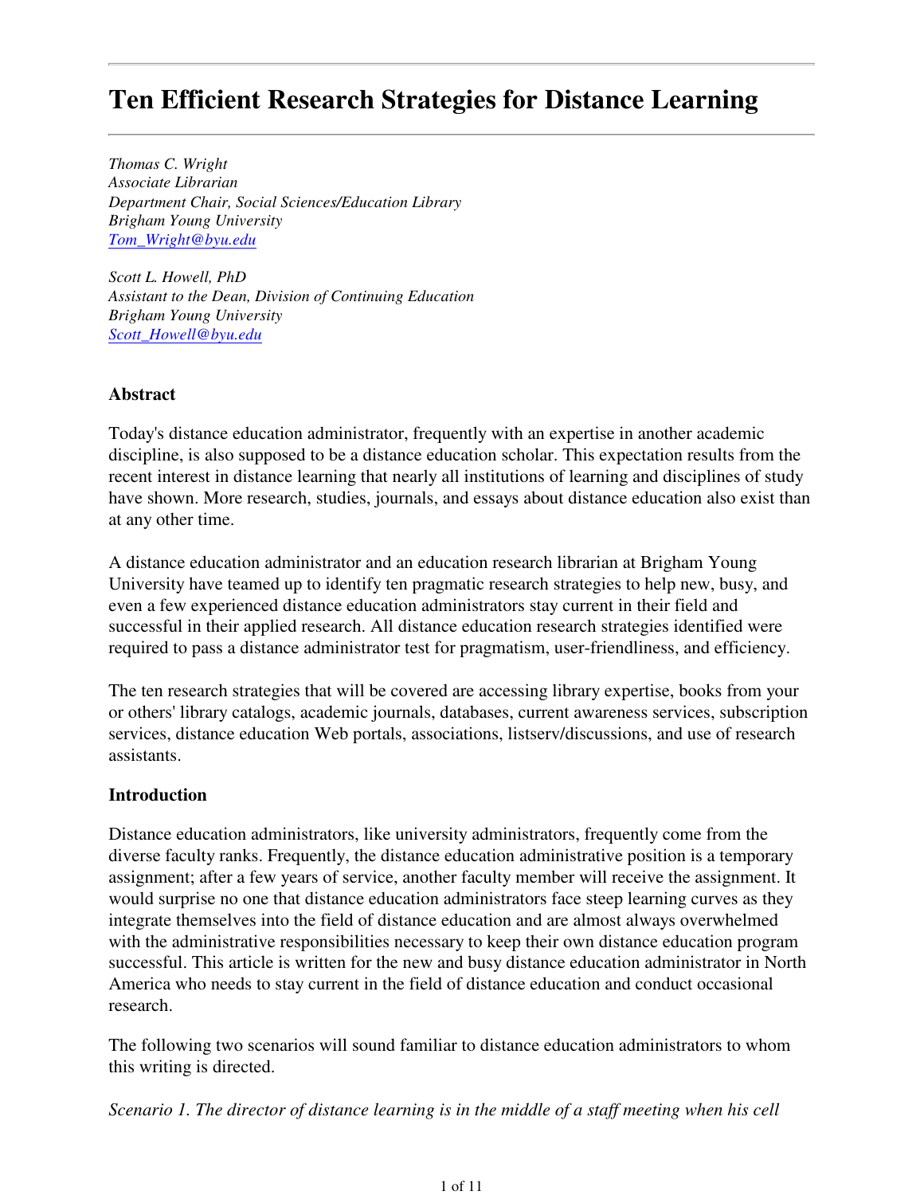# Ten Efficient Research Strategies for Distance Learning

*Thomas C. Wright*
*Associate Librarian*
*Department Chair, Social Sciences/Education Library*
*Brigham Young University*
*[Tom_Wright@byu.edu](mailto:Tom_Wright@byu.edu)*

*Scott L. Howell, PhD*
*Assistant to the Dean, Division of Continuing Education*
*Brigham Young University*
*[Scott_Howell@byu.edu](mailto:Scott_Howell@byu.edu)*

### Abstract

Today's distance education administrator, frequently with an expertise in another academic discipline, is also supposed to be a distance education scholar. This expectation results from the recent interest in distance learning that nearly all institutions of learning and disciplines of study have shown. More research, studies, journals, and essays about distance education also exist than at any other time.

A distance education administrator and an education research librarian at Brigham Young University have teamed up to identify ten pragmatic research strategies to help new, busy, and even a few experienced distance education administrators stay current in their field and successful in their applied research. All distance education research strategies identified were required to pass a distance administrator test for pragmatism, user-friendliness, and efficiency.

The ten research strategies that will be covered are accessing library expertise, books from your or others' library catalogs, academic journals, databases, current awareness services, subscription services, distance education Web portals, associations, listserv/discussions, and use of research assistants.

### Introduction

Distance education administrators, like university administrators, frequently come from the diverse faculty ranks. Frequently, the distance education administrative position is a temporary assignment; after a few years of service, another faculty member will receive the assignment. It would surprise no one that distance education administrators face steep learning curves as they integrate themselves into the field of distance education and are almost always overwhelmed with the administrative responsibilities necessary to keep their own distance education program successful. This article is written for the new and busy distance education administrator in North America who needs to stay current in the field of distance education and conduct occasional research.

The following two scenarios will sound familiar to distance education administrators to whom this writing is directed.

*Scenario 1. The director of distance learning is in the middle of a staff meeting when his cell*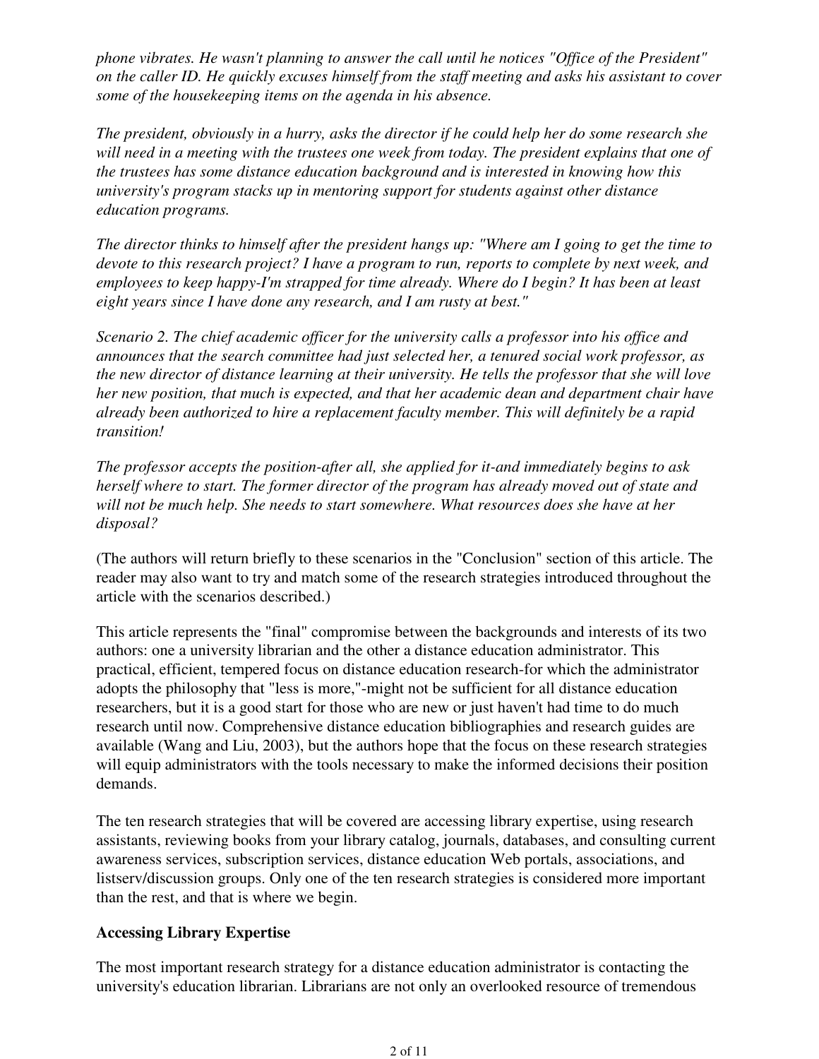*phone vibrates. He wasn't planning to answer the call until he notices "Office of the President" on the caller ID. He quickly excuses himself from the staff meeting and asks his assistant to cover some of the housekeeping items on the agenda in his absence.*

*The president, obviously in a hurry, asks the director if he could help her do some research she will need in a meeting with the trustees one week from today. The president explains that one of the trustees has some distance education background and is interested in knowing how this university's program stacks up in mentoring support for students against other distance education programs.*

*The director thinks to himself after the president hangs up: "Where am I going to get the time to devote to this research project? I have a program to run, reports to complete by next week, and employees to keep happy-I'm strapped for time already. Where do I begin? It has been at least eight years since I have done any research, and I am rusty at best."*

*Scenario 2. The chief academic officer for the university calls a professor into his office and announces that the search committee had just selected her, a tenured social work professor, as the new director of distance learning at their university. He tells the professor that she will love her new position, that much is expected, and that her academic dean and department chair have already been authorized to hire a replacement faculty member. This will definitely be a rapid transition!*

*The professor accepts the position-after all, she applied for it-and immediately begins to ask herself where to start. The former director of the program has already moved out of state and will not be much help. She needs to start somewhere. What resources does she have at her disposal?*

(The authors will return briefly to these scenarios in the "Conclusion" section of this article. The reader may also want to try and match some of the research strategies introduced throughout the article with the scenarios described.)

This article represents the "final" compromise between the backgrounds and interests of its two authors: one a university librarian and the other a distance education administrator. This practical, efficient, tempered focus on distance education research-for which the administrator adopts the philosophy that "less is more,"-might not be sufficient for all distance education researchers, but it is a good start for those who are new or just haven't had time to do much research until now. Comprehensive distance education bibliographies and research guides are available (Wang and Liu, 2003), but the authors hope that the focus on these research strategies will equip administrators with the tools necessary to make the informed decisions their position demands.

The ten research strategies that will be covered are accessing library expertise, using research assistants, reviewing books from your library catalog, journals, databases, and consulting current awareness services, subscription services, distance education Web portals, associations, and listserv/discussion groups. Only one of the ten research strategies is considered more important than the rest, and that is where we begin.

**Accessing Library Expertise**

The most important research strategy for a distance education administrator is contacting the university's education librarian. Librarians are not only an overlooked resource of tremendous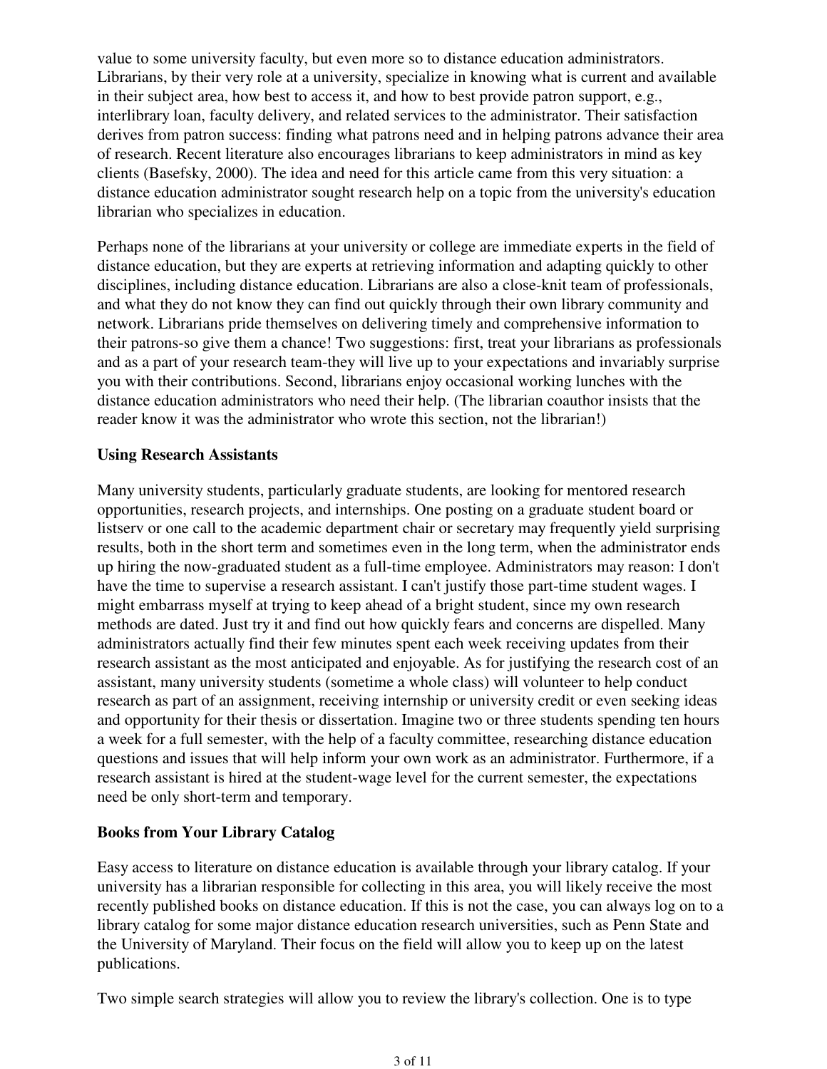value to some university faculty, but even more so to distance education administrators. Librarians, by their very role at a university, specialize in knowing what is current and available in their subject area, how best to access it, and how to best provide patron support, e.g., interlibrary loan, faculty delivery, and related services to the administrator. Their satisfaction derives from patron success: finding what patrons need and in helping patrons advance their area of research. Recent literature also encourages librarians to keep administrators in mind as key clients (Basefsky, 2000). The idea and need for this article came from this very situation: a distance education administrator sought research help on a topic from the university's education librarian who specializes in education.

Perhaps none of the librarians at your university or college are immediate experts in the field of distance education, but they are experts at retrieving information and adapting quickly to other disciplines, including distance education. Librarians are also a close-knit team of professionals, and what they do not know they can find out quickly through their own library community and network. Librarians pride themselves on delivering timely and comprehensive information to their patrons-so give them a chance! Two suggestions: first, treat your librarians as professionals and as a part of your research team-they will live up to your expectations and invariably surprise you with their contributions. Second, librarians enjoy occasional working lunches with the distance education administrators who need their help. (The librarian coauthor insists that the reader know it was the administrator who wrote this section, not the librarian!)

### Using Research Assistants

Many university students, particularly graduate students, are looking for mentored research opportunities, research projects, and internships. One posting on a graduate student board or listserv or one call to the academic department chair or secretary may frequently yield surprising results, both in the short term and sometimes even in the long term, when the administrator ends up hiring the now-graduated student as a full-time employee. Administrators may reason: I don't have the time to supervise a research assistant. I can't justify those part-time student wages. I might embarrass myself at trying to keep ahead of a bright student, since my own research methods are dated. Just try it and find out how quickly fears and concerns are dispelled. Many administrators actually find their few minutes spent each week receiving updates from their research assistant as the most anticipated and enjoyable. As for justifying the research cost of an assistant, many university students (sometime a whole class) will volunteer to help conduct research as part of an assignment, receiving internship or university credit or even seeking ideas and opportunity for their thesis or dissertation. Imagine two or three students spending ten hours a week for a full semester, with the help of a faculty committee, researching distance education questions and issues that will help inform your own work as an administrator. Furthermore, if a research assistant is hired at the student-wage level for the current semester, the expectations need be only short-term and temporary.

### Books from Your Library Catalog

Easy access to literature on distance education is available through your library catalog. If your university has a librarian responsible for collecting in this area, you will likely receive the most recently published books on distance education. If this is not the case, you can always log on to a library catalog for some major distance education research universities, such as Penn State and the University of Maryland. Their focus on the field will allow you to keep up on the latest publications.

Two simple search strategies will allow you to review the library's collection. One is to type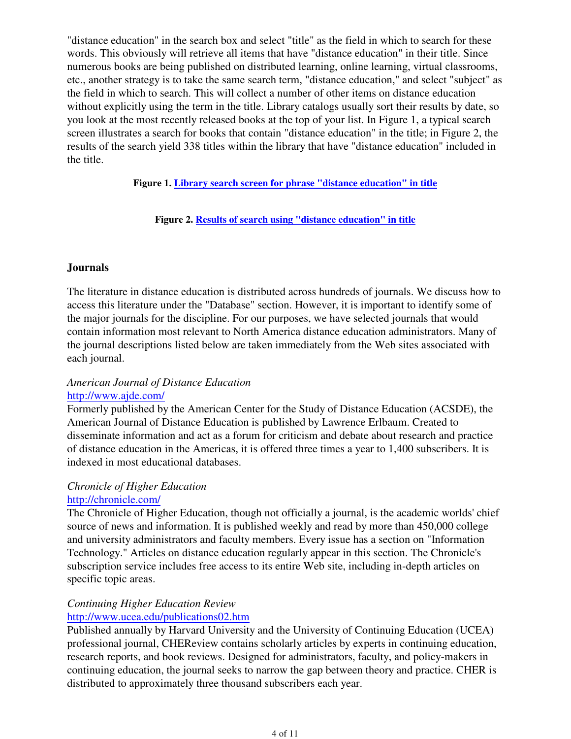"distance education" in the search box and select "title" as the field in which to search for these words. This obviously will retrieve all items that have "distance education" in their title. Since numerous books are being published on distributed learning, online learning, virtual classrooms, etc., another strategy is to take the same search term, "distance education," and select "subject" as the field in which to search. This will collect a number of other items on distance education without explicitly using the term in the title. Library catalogs usually sort their results by date, so you look at the most recently released books at the top of your list. In Figure 1, a typical search screen illustrates a search for books that contain "distance education" in the title; in Figure 2, the results of the search yield 338 titles within the library that have "distance education" included in the title.

**Figure 1. [Library search screen for phrase "distance education" in title]**

**Figure 2. [Results of search using "distance education" in title]**

## Journals

The literature in distance education is distributed across hundreds of journals. We discuss how to access this literature under the "Database" section. However, it is important to identify some of the major journals for the discipline. For our purposes, we have selected journals that would contain information most relevant to North America distance education administrators. Many of the journal descriptions listed below are taken immediately from the Web sites associated with each journal.

*American Journal of Distance Education*
http://www.ajde.com/
Formerly published by the American Center for the Study of Distance Education (ACSDE), the American Journal of Distance Education is published by Lawrence Erlbaum. Created to disseminate information and act as a forum for criticism and debate about research and practice of distance education in the Americas, it is offered three times a year to 1,400 subscribers. It is indexed in most educational databases.

*Chronicle of Higher Education*
http://chronicle.com/
The Chronicle of Higher Education, though not officially a journal, is the academic worlds' chief source of news and information. It is published weekly and read by more than 450,000 college and university administrators and faculty members. Every issue has a section on "Information Technology." Articles on distance education regularly appear in this section. The Chronicle's subscription service includes free access to its entire Web site, including in-depth articles on specific topic areas.

*Continuing Higher Education Review*
http://www.ucea.edu/publications02.htm
Published annually by Harvard University and the University of Continuing Education (UCEA) professional journal, CHEReview contains scholarly articles by experts in continuing education, research reports, and book reviews. Designed for administrators, faculty, and policy-makers in continuing education, the journal seeks to narrow the gap between theory and practice. CHER is distributed to approximately three thousand subscribers each year.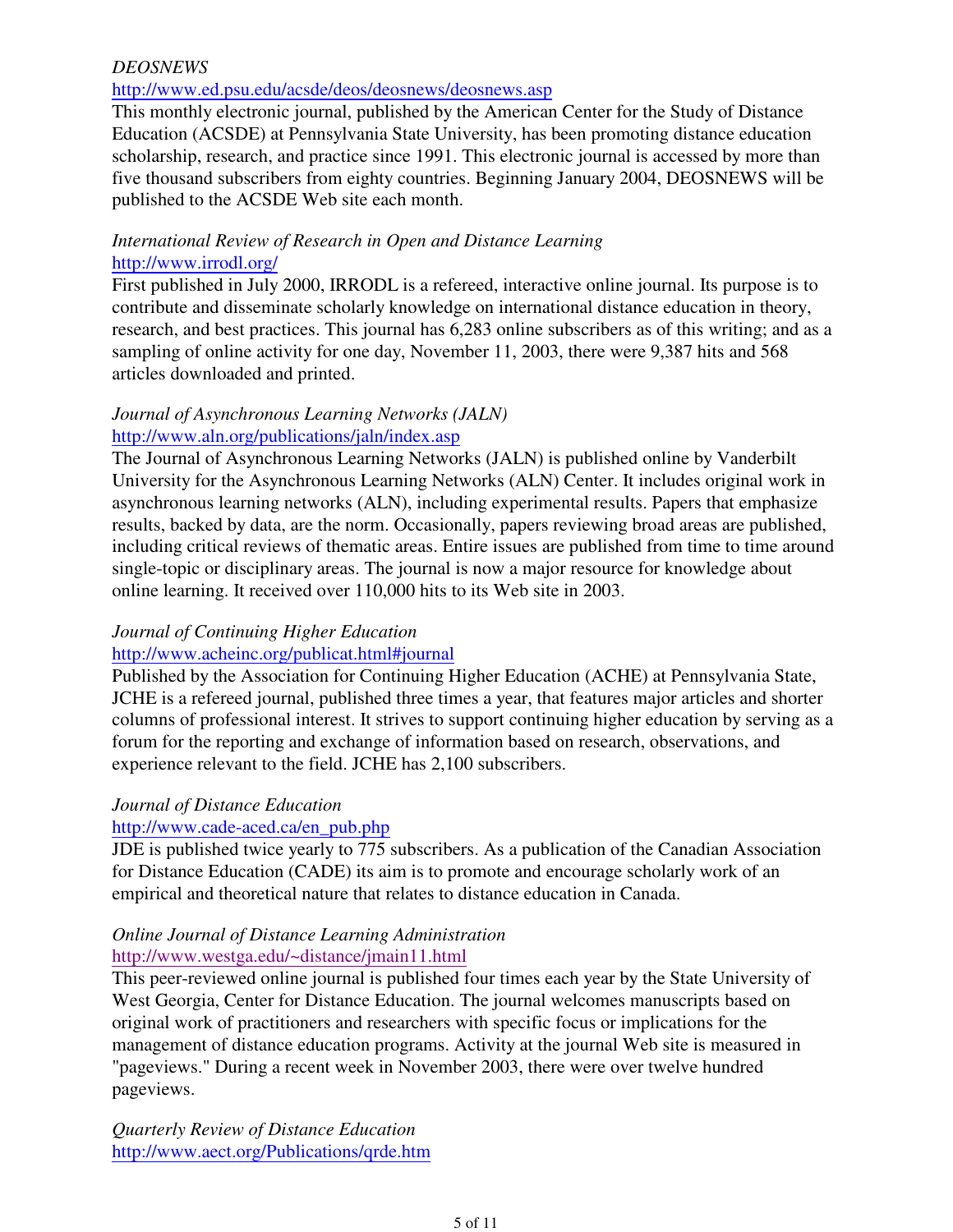*DEOSNEWS*
http://www.ed.psu.edu/acsde/deos/deosnews/deosnews.asp
This monthly electronic journal, published by the American Center for the Study of Distance Education (ACSDE) at Pennsylvania State University, has been promoting distance education scholarship, research, and practice since 1991. This electronic journal is accessed by more than five thousand subscribers from eighty countries. Beginning January 2004, DEOSNEWS will be published to the ACSDE Web site each month.

*International Review of Research in Open and Distance Learning*
http://www.irrodl.org/
First published in July 2000, IRRODL is a refereed, interactive online journal. Its purpose is to contribute and disseminate scholarly knowledge on international distance education in theory, research, and best practices. This journal has 6,283 online subscribers as of this writing; and as a sampling of online activity for one day, November 11, 2003, there were 9,387 hits and 568 articles downloaded and printed.

*Journal of Asynchronous Learning Networks (JALN)*
http://www.aln.org/publications/jaln/index.asp
The Journal of Asynchronous Learning Networks (JALN) is published online by Vanderbilt University for the Asynchronous Learning Networks (ALN) Center. It includes original work in asynchronous learning networks (ALN), including experimental results. Papers that emphasize results, backed by data, are the norm. Occasionally, papers reviewing broad areas are published, including critical reviews of thematic areas. Entire issues are published from time to time around single-topic or disciplinary areas. The journal is now a major resource for knowledge about online learning. It received over 110,000 hits to its Web site in 2003.

*Journal of Continuing Higher Education*
http://www.acheinc.org/publicat.html#journal
Published by the Association for Continuing Higher Education (ACHE) at Pennsylvania State, JCHE is a refereed journal, published three times a year, that features major articles and shorter columns of professional interest. It strives to support continuing higher education by serving as a forum for the reporting and exchange of information based on research, observations, and experience relevant to the field. JCHE has 2,100 subscribers.

*Journal of Distance Education*
http://www.cade-aced.ca/en_pub.php
JDE is published twice yearly to 775 subscribers. As a publication of the Canadian Association for Distance Education (CADE) its aim is to promote and encourage scholarly work of an empirical and theoretical nature that relates to distance education in Canada.

*Online Journal of Distance Learning Administration*
http://www.westga.edu/~distance/jmain11.html
This peer-reviewed online journal is published four times each year by the State University of West Georgia, Center for Distance Education. The journal welcomes manuscripts based on original work of practitioners and researchers with specific focus or implications for the management of distance education programs. Activity at the journal Web site is measured in "pageviews." During a recent week in November 2003, there were over twelve hundred pageviews.

*Quarterly Review of Distance Education*
http://www.aect.org/Publications/qrde.htm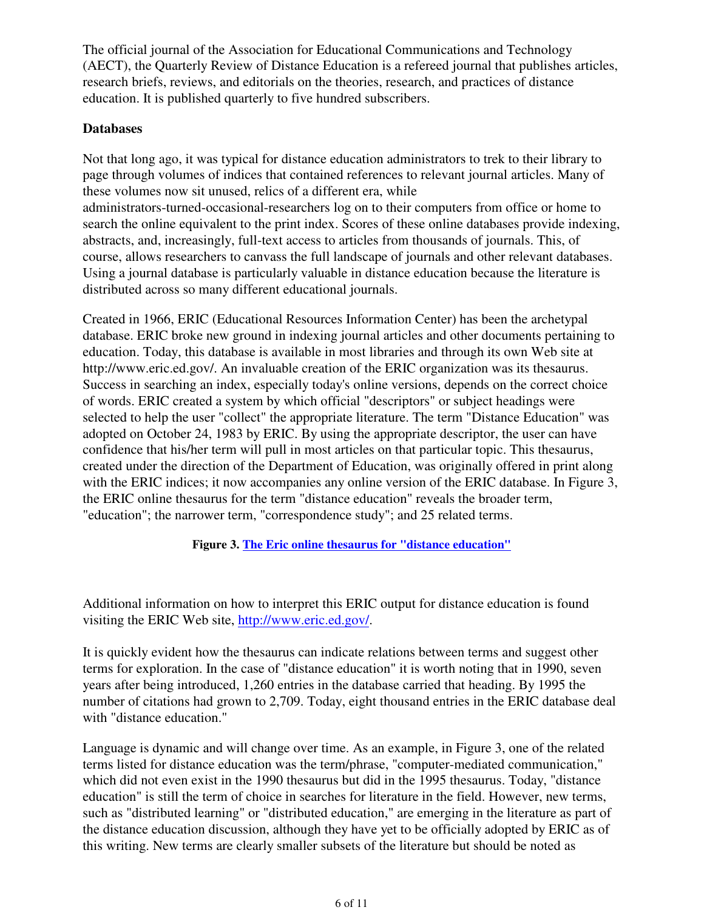The official journal of the Association for Educational Communications and Technology (AECT), the Quarterly Review of Distance Education is a refereed journal that publishes articles, research briefs, reviews, and editorials on the theories, research, and practices of distance education. It is published quarterly to five hundred subscribers.

**Databases**

Not that long ago, it was typical for distance education administrators to trek to their library to page through volumes of indices that contained references to relevant journal articles. Many of these volumes now sit unused, relics of a different era, while administrators-turned-occasional-researchers log on to their computers from office or home to search the online equivalent to the print index. Scores of these online databases provide indexing, abstracts, and, increasingly, full-text access to articles from thousands of journals. This, of course, allows researchers to canvass the full landscape of journals and other relevant databases. Using a journal database is particularly valuable in distance education because the literature is distributed across so many different educational journals.

Created in 1966, ERIC (Educational Resources Information Center) has been the archetypal database. ERIC broke new ground in indexing journal articles and other documents pertaining to education. Today, this database is available in most libraries and through its own Web site at http://www.eric.ed.gov/. An invaluable creation of the ERIC organization was its thesaurus. Success in searching an index, especially today's online versions, depends on the correct choice of words. ERIC created a system by which official "descriptors" or subject headings were selected to help the user "collect" the appropriate literature. The term "Distance Education" was adopted on October 24, 1983 by ERIC. By using the appropriate descriptor, the user can have confidence that his/her term will pull in most articles on that particular topic. This thesaurus, created under the direction of the Department of Education, was originally offered in print along with the ERIC indices; it now accompanies any online version of the ERIC database. In Figure 3, the ERIC online thesaurus for the term "distance education" reveals the broader term, "education"; the narrower term, "correspondence study"; and 25 related terms.

**Figure 3. The Eric online thesaurus for "distance education"**

Additional information on how to interpret this ERIC output for distance education is found visiting the ERIC Web site, http://www.eric.ed.gov/.

It is quickly evident how the thesaurus can indicate relations between terms and suggest other terms for exploration. In the case of "distance education" it is worth noting that in 1990, seven years after being introduced, 1,260 entries in the database carried that heading. By 1995 the number of citations had grown to 2,709. Today, eight thousand entries in the ERIC database deal with "distance education."

Language is dynamic and will change over time. As an example, in Figure 3, one of the related terms listed for distance education was the term/phrase, "computer-mediated communication," which did not even exist in the 1990 thesaurus but did in the 1995 thesaurus. Today, "distance education" is still the term of choice in searches for literature in the field. However, new terms, such as "distributed learning" or "distributed education," are emerging in the literature as part of the distance education discussion, although they have yet to be officially adopted by ERIC as of this writing. New terms are clearly smaller subsets of the literature but should be noted as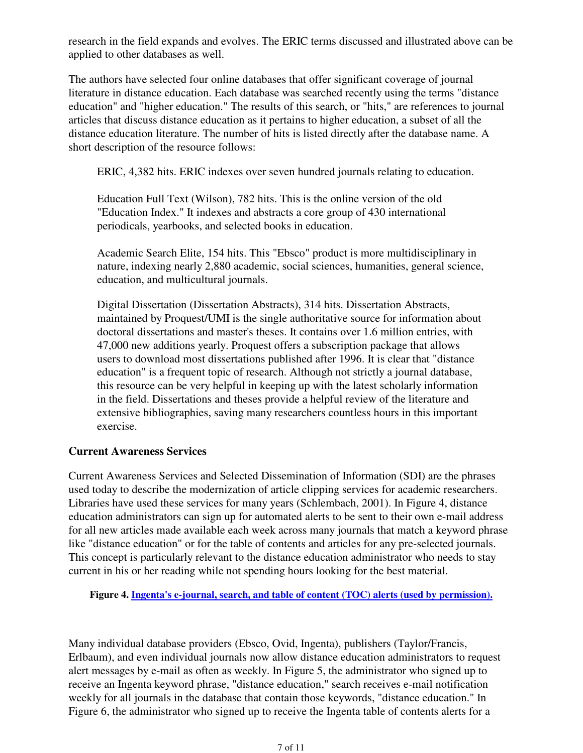research in the field expands and evolves. The ERIC terms discussed and illustrated above can be applied to other databases as well.

The authors have selected four online databases that offer significant coverage of journal literature in distance education. Each database was searched recently using the terms "distance education" and "higher education." The results of this search, or "hits," are references to journal articles that discuss distance education as it pertains to higher education, a subset of all the distance education literature. The number of hits is listed directly after the database name. A short description of the resource follows:

> ERIC, 4,382 hits. ERIC indexes over seven hundred journals relating to education.
>
> Education Full Text (Wilson), 782 hits. This is the online version of the old "Education Index." It indexes and abstracts a core group of 430 international periodicals, yearbooks, and selected books in education.
>
> Academic Search Elite, 154 hits. This "Ebsco" product is more multidisciplinary in nature, indexing nearly 2,880 academic, social sciences, humanities, general science, education, and multicultural journals.
>
> Digital Dissertation (Dissertation Abstracts), 314 hits. Dissertation Abstracts, maintained by Proquest/UMI is the single authoritative source for information about doctoral dissertations and master's theses. It contains over 1.6 million entries, with 47,000 new additions yearly. Proquest offers a subscription package that allows users to download most dissertations published after 1996. It is clear that "distance education" is a frequent topic of research. Although not strictly a journal database, this resource can be very helpful in keeping up with the latest scholarly information in the field. Dissertations and theses provide a helpful review of the literature and extensive bibliographies, saving many researchers countless hours in this important exercise.

### Current Awareness Services

Current Awareness Services and Selected Dissemination of Information (SDI) are the phrases used today to describe the modernization of article clipping services for academic researchers. Libraries have used these services for many years (Schlembach, 2001). In Figure 4, distance education administrators can sign up for automated alerts to be sent to their own e-mail address for all new articles made available each week across many journals that match a keyword phrase like "distance education" or for the table of contents and articles for any pre-selected journals. This concept is particularly relevant to the distance education administrator who needs to stay current in his or her reading while not spending hours looking for the best material.

**Figure 4. Ingenta's e-journal, search, and table of content (TOC) alerts (used by permission).**

Many individual database providers (Ebsco, Ovid, Ingenta), publishers (Taylor/Francis, Erlbaum), and even individual journals now allow distance education administrators to request alert messages by e-mail as often as weekly. In Figure 5, the administrator who signed up to receive an Ingenta keyword phrase, "distance education," search receives e-mail notification weekly for all journals in the database that contain those keywords, "distance education." In Figure 6, the administrator who signed up to receive the Ingenta table of contents alerts for a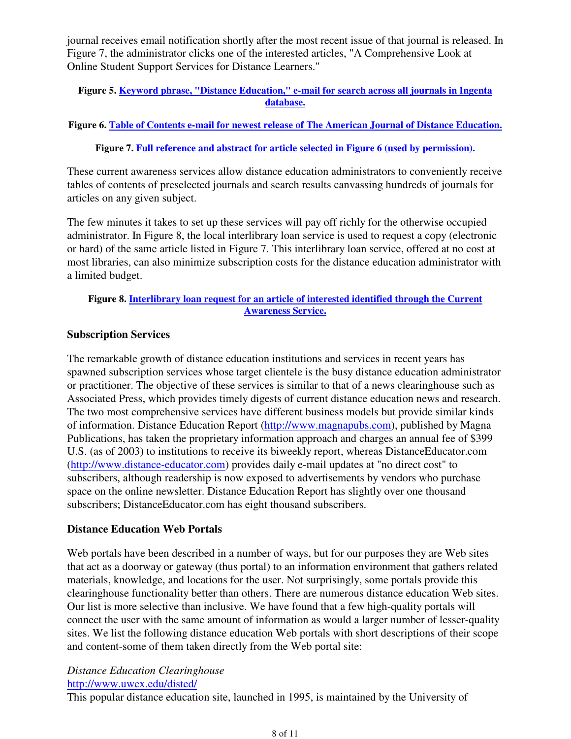journal receives email notification shortly after the most recent issue of that journal is released. In Figure 7, the administrator clicks one of the interested articles, "A Comprehensive Look at Online Student Support Services for Distance Learners."

**Figure 5. Keyword phrase, "Distance Education," e-mail for search across all journals in Ingenta database.**

**Figure 6. Table of Contents e-mail for newest release of The American Journal of Distance Education.**

**Figure 7. Full reference and abstract for article selected in Figure 6 (used by permission).**

These current awareness services allow distance education administrators to conveniently receive tables of contents of preselected journals and search results canvassing hundreds of journals for articles on any given subject.

The few minutes it takes to set up these services will pay off richly for the otherwise occupied administrator. In Figure 8, the local interlibrary loan service is used to request a copy (electronic or hard) of the same article listed in Figure 7. This interlibrary loan service, offered at no cost at most libraries, can also minimize subscription costs for the distance education administrator with a limited budget.

**Figure 8. Interlibrary loan request for an article of interested identified through the Current Awareness Service.**

### Subscription Services

The remarkable growth of distance education institutions and services in recent years has spawned subscription services whose target clientele is the busy distance education administrator or practitioner. The objective of these services is similar to that of a news clearinghouse such as Associated Press, which provides timely digests of current distance education news and research. The two most comprehensive services have different business models but provide similar kinds of information. Distance Education Report (http://www.magnapubs.com), published by Magna Publications, has taken the proprietary information approach and charges an annual fee of $399 U.S. (as of 2003) to institutions to receive its biweekly report, whereas DistanceEducator.com (http://www.distance-educator.com) provides daily e-mail updates at "no direct cost" to subscribers, although readership is now exposed to advertisements by vendors who purchase space on the online newsletter. Distance Education Report has slightly over one thousand subscribers; DistanceEducator.com has eight thousand subscribers.

### Distance Education Web Portals

Web portals have been described in a number of ways, but for our purposes they are Web sites that act as a doorway or gateway (thus portal) to an information environment that gathers related materials, knowledge, and locations for the user. Not surprisingly, some portals provide this clearinghouse functionality better than others. There are numerous distance education Web sites. Our list is more selective than inclusive. We have found that a few high-quality portals will connect the user with the same amount of information as would a larger number of lesser-quality sites. We list the following distance education Web portals with short descriptions of their scope and content-some of them taken directly from the Web portal site:

*Distance Education Clearinghouse*
http://www.uwex.edu/disted/
This popular distance education site, launched in 1995, is maintained by the University of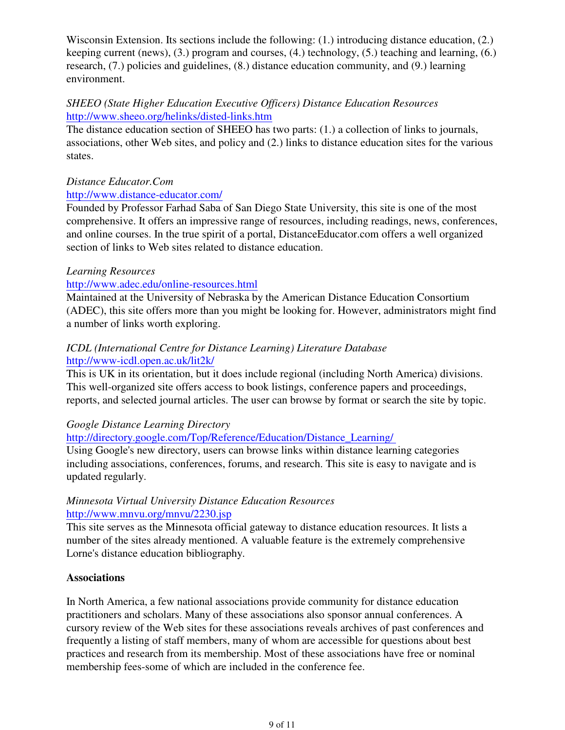Wisconsin Extension. Its sections include the following: (1.) introducing distance education, (2.) keeping current (news), (3.) program and courses, (4.) technology, (5.) teaching and learning, (6.) research, (7.) policies and guidelines, (8.) distance education community, and (9.) learning environment.

*SHEEO (State Higher Education Executive Officers) Distance Education Resources*
http://www.sheeo.org/helinks/disted-links.htm
The distance education section of SHEEO has two parts: (1.) a collection of links to journals, associations, other Web sites, and policy and (2.) links to distance education sites for the various states.

*Distance Educator.Com*
http://www.distance-educator.com/
Founded by Professor Farhad Saba of San Diego State University, this site is one of the most comprehensive. It offers an impressive range of resources, including readings, news, conferences, and online courses. In the true spirit of a portal, DistanceEducator.com offers a well organized section of links to Web sites related to distance education.

*Learning Resources*
http://www.adec.edu/online-resources.html
Maintained at the University of Nebraska by the American Distance Education Consortium (ADEC), this site offers more than you might be looking for. However, administrators might find a number of links worth exploring.

*ICDL (International Centre for Distance Learning) Literature Database*
http://www-icdl.open.ac.uk/lit2k/
This is UK in its orientation, but it does include regional (including North America) divisions. This well-organized site offers access to book listings, conference papers and proceedings, reports, and selected journal articles. The user can browse by format or search the site by topic.

*Google Distance Learning Directory*
http://directory.google.com/Top/Reference/Education/Distance_Learning/
Using Google's new directory, users can browse links within distance learning categories including associations, conferences, forums, and research. This site is easy to navigate and is updated regularly.

*Minnesota Virtual University Distance Education Resources*
http://www.mnvu.org/mnvu/2230.jsp
This site serves as the Minnesota official gateway to distance education resources. It lists a number of the sites already mentioned. A valuable feature is the extremely comprehensive Lorne's distance education bibliography.

**Associations**

In North America, a few national associations provide community for distance education practitioners and scholars. Many of these associations also sponsor annual conferences. A cursory review of the Web sites for these associations reveals archives of past conferences and frequently a listing of staff members, many of whom are accessible for questions about best practices and research from its membership. Most of these associations have free or nominal membership fees-some of which are included in the conference fee.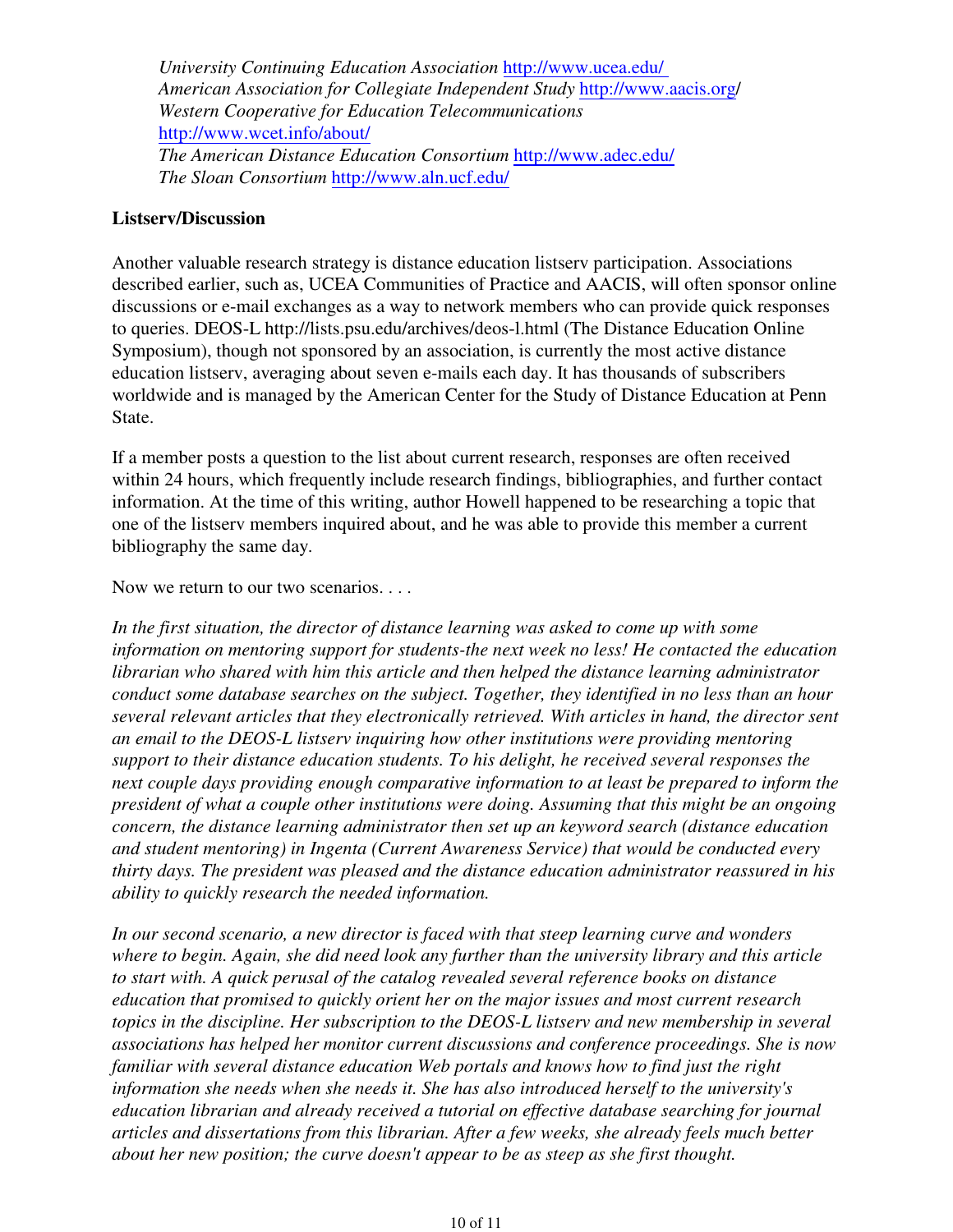*University Continuing Education Association* http://www.ucea.edu/  
*American Association for Collegiate Independent Study* http://www.aacis.org/  
*Western Cooperative for Education Telecommunications*  
http://www.wcet.info/about/  
*The American Distance Education Consortium* http://www.adec.edu/  
*The Sloan Consortium* http://www.aln.ucf.edu/

**Listserv/Discussion**

Another valuable research strategy is distance education listserv participation. Associations described earlier, such as, UCEA Communities of Practice and AACIS, will often sponsor online discussions or e-mail exchanges as a way to network members who can provide quick responses to queries. DEOS-L http://lists.psu.edu/archives/deos-l.html (The Distance Education Online Symposium), though not sponsored by an association, is currently the most active distance education listserv, averaging about seven e-mails each day. It has thousands of subscribers worldwide and is managed by the American Center for the Study of Distance Education at Penn State.

If a member posts a question to the list about current research, responses are often received within 24 hours, which frequently include research findings, bibliographies, and further contact information. At the time of this writing, author Howell happened to be researching a topic that one of the listserv members inquired about, and he was able to provide this member a current bibliography the same day.

Now we return to our two scenarios. . . .

*In the first situation, the director of distance learning was asked to come up with some information on mentoring support for students-the next week no less! He contacted the education librarian who shared with him this article and then helped the distance learning administrator conduct some database searches on the subject. Together, they identified in no less than an hour several relevant articles that they electronically retrieved. With articles in hand, the director sent an email to the DEOS-L listserv inquiring how other institutions were providing mentoring support to their distance education students. To his delight, he received several responses the next couple days providing enough comparative information to at least be prepared to inform the president of what a couple other institutions were doing. Assuming that this might be an ongoing concern, the distance learning administrator then set up an keyword search (distance education and student mentoring) in Ingenta (Current Awareness Service) that would be conducted every thirty days. The president was pleased and the distance education administrator reassured in his ability to quickly research the needed information.*

*In our second scenario, a new director is faced with that steep learning curve and wonders where to begin. Again, she did need look any further than the university library and this article to start with. A quick perusal of the catalog revealed several reference books on distance education that promised to quickly orient her on the major issues and most current research topics in the discipline. Her subscription to the DEOS-L listserv and new membership in several associations has helped her monitor current discussions and conference proceedings. She is now familiar with several distance education Web portals and knows how to find just the right information she needs when she needs it. She has also introduced herself to the university's education librarian and already received a tutorial on effective database searching for journal articles and dissertations from this librarian. After a few weeks, she already feels much better about her new position; the curve doesn't appear to be as steep as she first thought.*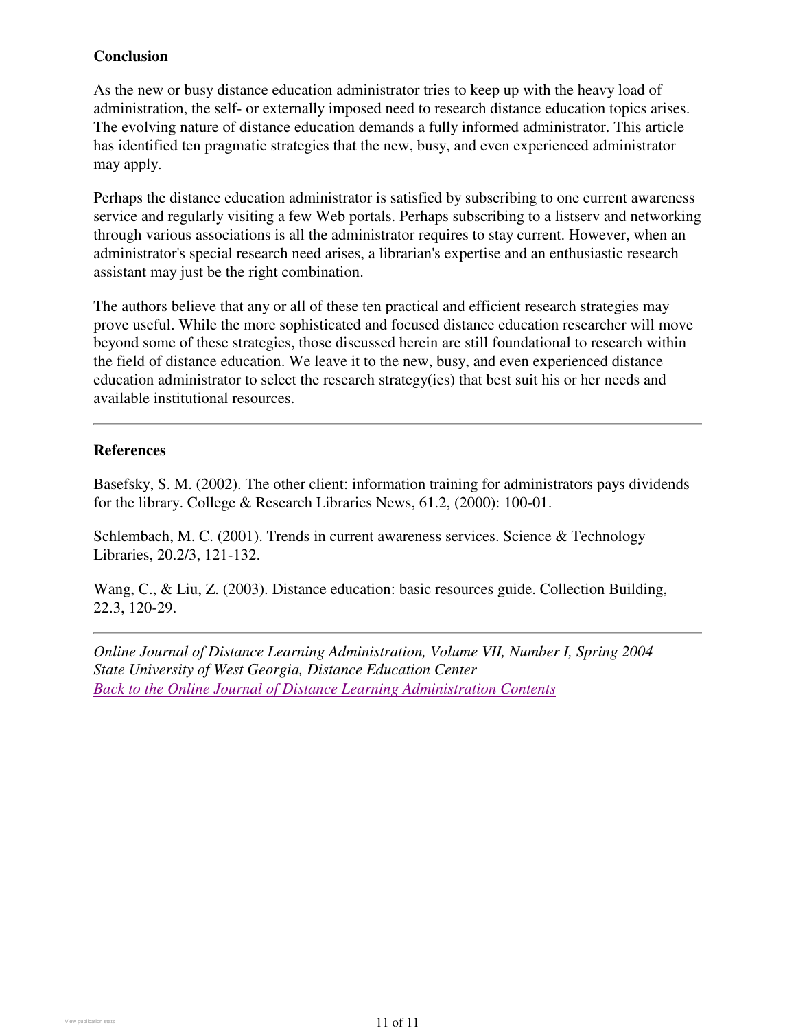## Conclusion

As the new or busy distance education administrator tries to keep up with the heavy load of administration, the self- or externally imposed need to research distance education topics arises. The evolving nature of distance education demands a fully informed administrator. This article has identified ten pragmatic strategies that the new, busy, and even experienced administrator may apply.

Perhaps the distance education administrator is satisfied by subscribing to one current awareness service and regularly visiting a few Web portals. Perhaps subscribing to a listserv and networking through various associations is all the administrator requires to stay current. However, when an administrator's special research need arises, a librarian's expertise and an enthusiastic research assistant may just be the right combination.

The authors believe that any or all of these ten practical and efficient research strategies may prove useful. While the more sophisticated and focused distance education researcher will move beyond some of these strategies, those discussed herein are still foundational to research within the field of distance education. We leave it to the new, busy, and even experienced distance education administrator to select the research strategy(ies) that best suit his or her needs and available institutional resources.

---

## References

Basefsky, S. M. (2002). The other client: information training for administrators pays dividends for the library. College & Research Libraries News, 61.2, (2000): 100-01.

Schlembach, M. C. (2001). Trends in current awareness services. Science & Technology Libraries, 20.2/3, 121-132.

Wang, C., & Liu, Z. (2003). Distance education: basic resources guide. Collection Building, 22.3, 120-29.

---

*Online Journal of Distance Learning Administration, Volume VII, Number I, Spring 2004*
*State University of West Georgia, Distance Education Center*
*Back to the Online Journal of Distance Learning Administration Contents*